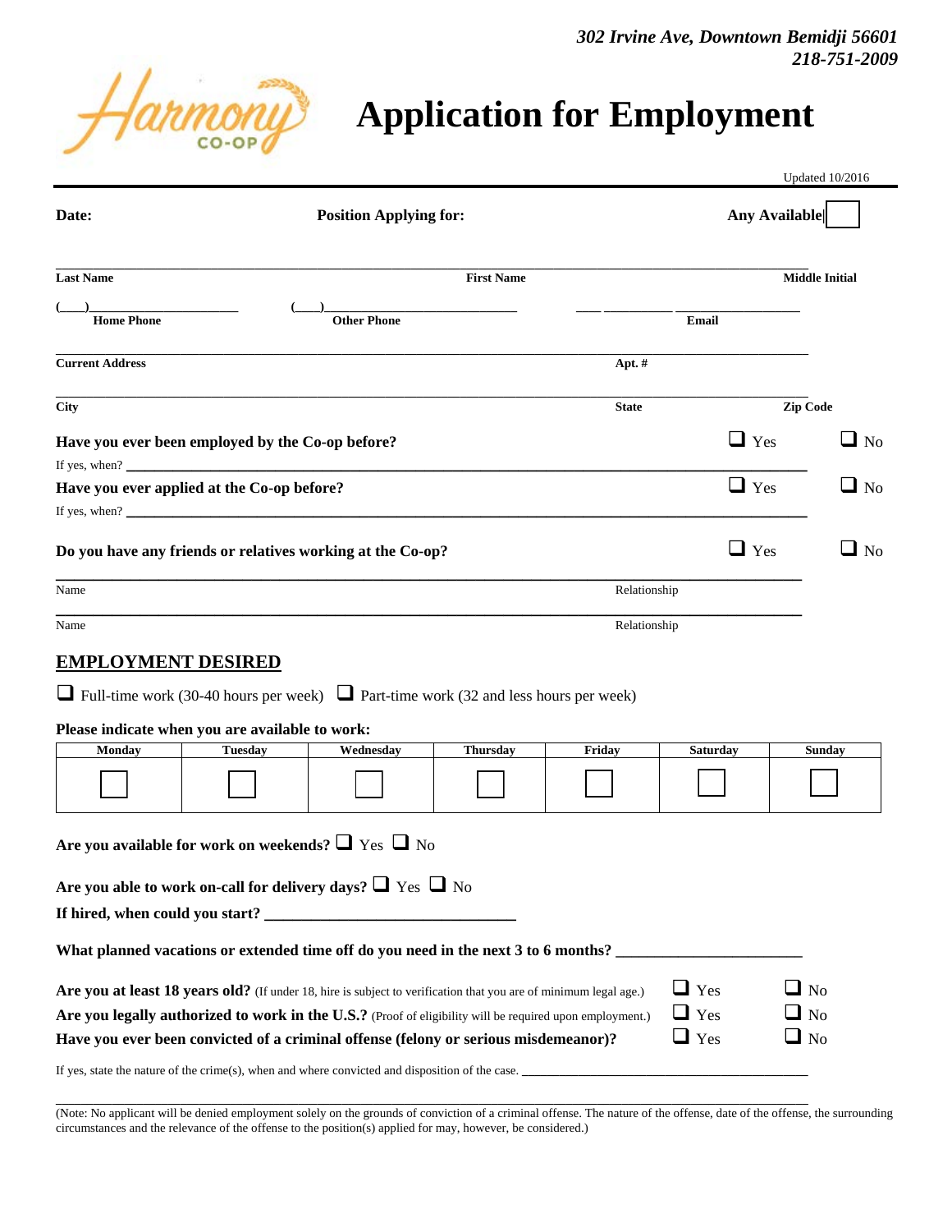*302 Irvine Ave, Downtown Bemidji 56601*
*218-751-2009*

Harmony CO-OP

# Application for Employment

Updated 10/2016

**Date:** **Position Applying for:** **Any Available** ☐

**Last Name** **First Name** **Middle Initial**

(___)____________________ (___)__________________________ ___ ________ ________________

**Home Phone** **Other Phone** **Email**

**Current Address** **Apt. #**

**City** **State** **Zip Code**

**Have you ever been employed by the Co-op before?** ☐ Yes ☐ No

If yes, when? ____________________________________________________________

**Have you ever applied at the Co-op before?** ☐ Yes ☐ No

If yes, when? ____________________________________________________________

**Do you have any friends or relatives working at the Co-op?** ☐ Yes ☐ No

Name ____________________ Relationship ____________________

Name ____________________ Relationship ____________________

## EMPLOYMENT DESIRED

☐ Full-time work (30-40 hours per week) ☐ Part-time work (32 and less hours per week)

**Please indicate when you are available to work:**

| Monday | Tuesday | Wednesday | Thursday | Friday | Saturday | Sunday |
|---|---|---|---|---|---|---|
| ☐ | ☐ | ☐ | ☐ | ☐ | ☐ | ☐ |

**Are you available for work on weekends?** ☐ Yes ☐ No

**Are you able to work on-call for delivery days?** ☐ Yes ☐ No

**If hired, when could you start?** ______________________________

**What planned vacations or extended time off do you need in the next 3 to 6 months?** ______________________

**Are you at least 18 years old?** (If under 18, hire is subject to verification that you are of minimum legal age.) ☐ Yes ☐ No

**Are you legally authorized to work in the U.S.?** (Proof of eligibility will be required upon employment.) ☐ Yes ☐ No

**Have you ever been convicted of a criminal offense (felony or serious misdemeanor)?** ☐ Yes ☐ No

If yes, state the nature of the crime(s), when and where convicted and disposition of the case. ________________________________________

(Note: No applicant will be denied employment solely on the grounds of conviction of a criminal offense. The nature of the offense, date of the offense, the surrounding circumstances and the relevance of the offense to the position(s) applied for may, however, be considered.)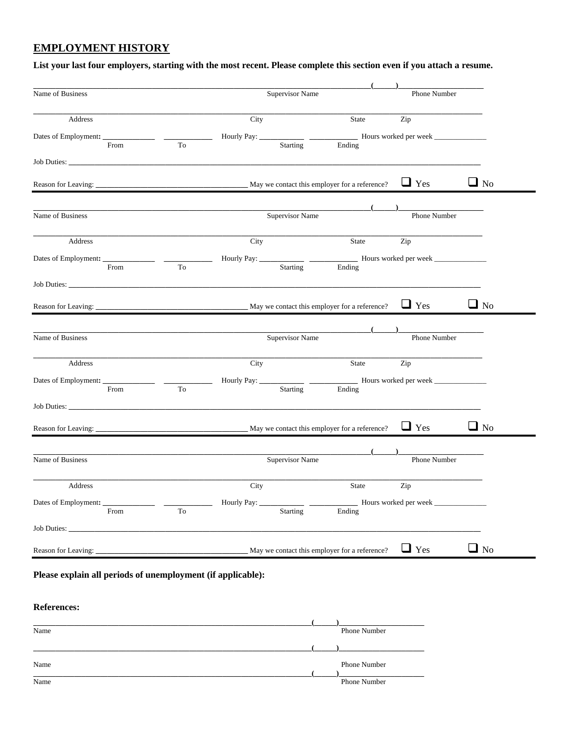## EMPLOYMENT HISTORY

**List your last four employers, starting with the most recent. Please complete this section even if you attach a resume.**

_______________________________________________ _______________________ (_____)_______________
Name of Business Supervisor Name Phone Number

_______________________________________________________________________________
Address City State Zip

Dates of Employment: _____________ _____________ Hourly Pay: ___________ ___________ Hours worked per week _____________
From To Starting Ending

Job Duties: _______________________________________________________________________________

Reason for Leaving: ______________________________ May we contact this employer for a reference? ☐ Yes ☐ No

---

_______________________________________________ _______________________ (_____)_______________
Name of Business Supervisor Name Phone Number

_______________________________________________________________________________
Address City State Zip

Dates of Employment: _____________ _____________ Hourly Pay: ___________ ___________ Hours worked per week _____________
From To Starting Ending

Job Duties: _______________________________________________________________________________

Reason for Leaving: ______________________________ May we contact this employer for a reference? ☐ Yes ☐ No

---

_______________________________________________ _______________________ (_____)_______________
Name of Business Supervisor Name Phone Number

_______________________________________________________________________________
Address City State Zip

Dates of Employment: _____________ _____________ Hourly Pay: ___________ ___________ Hours worked per week _____________
From To Starting Ending

Job Duties: _______________________________________________________________________________

Reason for Leaving: ______________________________ May we contact this employer for a reference? ☐ Yes ☐ No

---

_______________________________________________ _______________________ (_____)_______________
Name of Business Supervisor Name Phone Number

_______________________________________________________________________________
Address City State Zip

Dates of Employment: _____________ _____________ Hourly Pay: ___________ ___________ Hours worked per week _____________
From To Starting Ending

Job Duties: _______________________________________________________________________________

Reason for Leaving: ______________________________ May we contact this employer for a reference? ☐ Yes ☐ No

---

**Please explain all periods of unemployment (if applicable):**

**References:**

_______________________________________________ (_____)_______________
Name Phone Number

_______________________________________________ (_____)_______________
Name Phone Number

_______________________________________________ (_____)_______________
Name Phone Number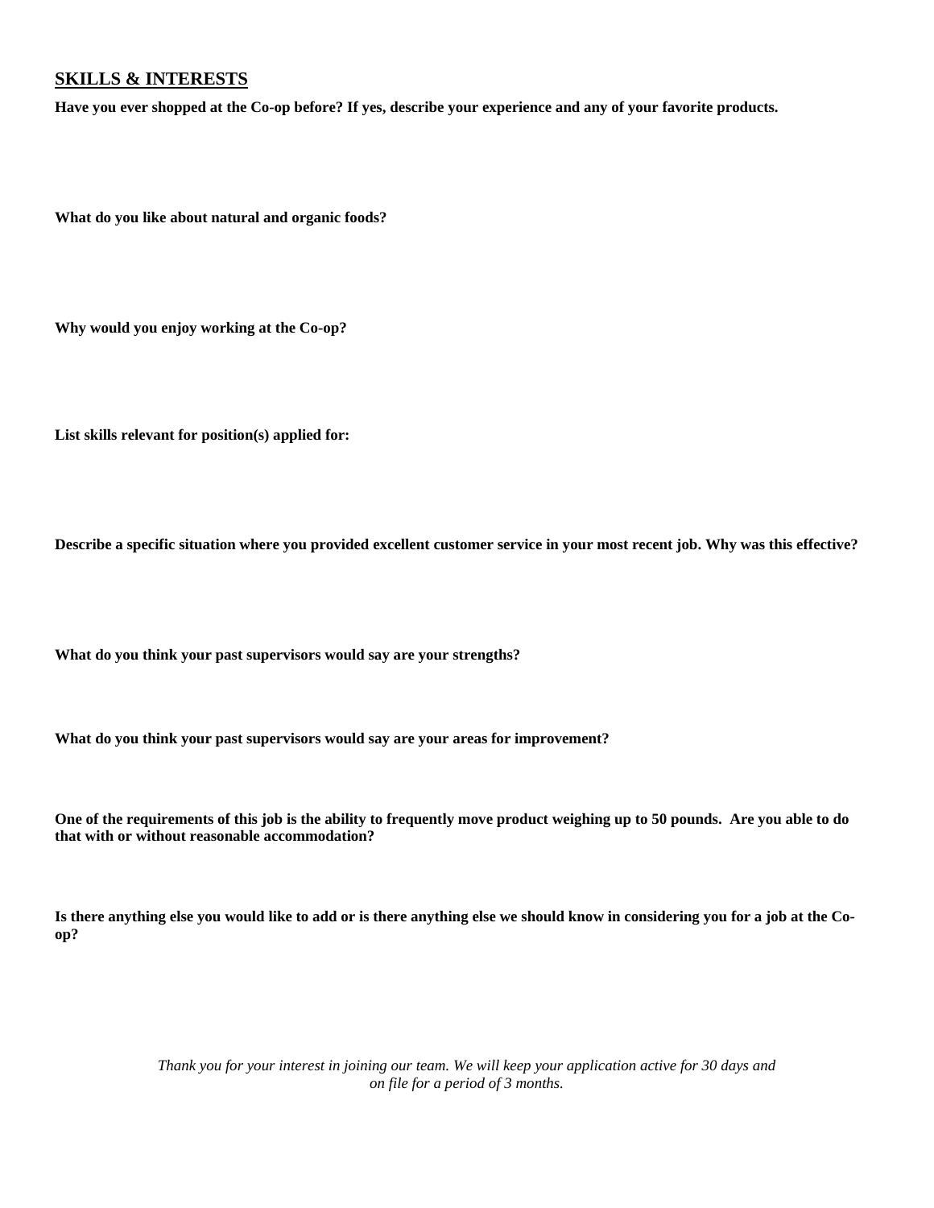## SKILLS & INTERESTS

**Have you ever shopped at the Co-op before? If yes, describe your experience and any of your favorite products.**

**What do you like about natural and organic foods?**

**Why would you enjoy working at the Co-op?**

**List skills relevant for position(s) applied for:**

**Describe a specific situation where you provided excellent customer service in your most recent job. Why was this effective?**

**What do you think your past supervisors would say are your strengths?**

**What do you think your past supervisors would say are your areas for improvement?**

**One of the requirements of this job is the ability to frequently move product weighing up to 50 pounds. Are you able to do that with or without reasonable accommodation?**

**Is there anything else you would like to add or is there anything else we should know in considering you for a job at the Co-op?**

*Thank you for your interest in joining our team. We will keep your application active for 30 days and on file for a period of 3 months.*